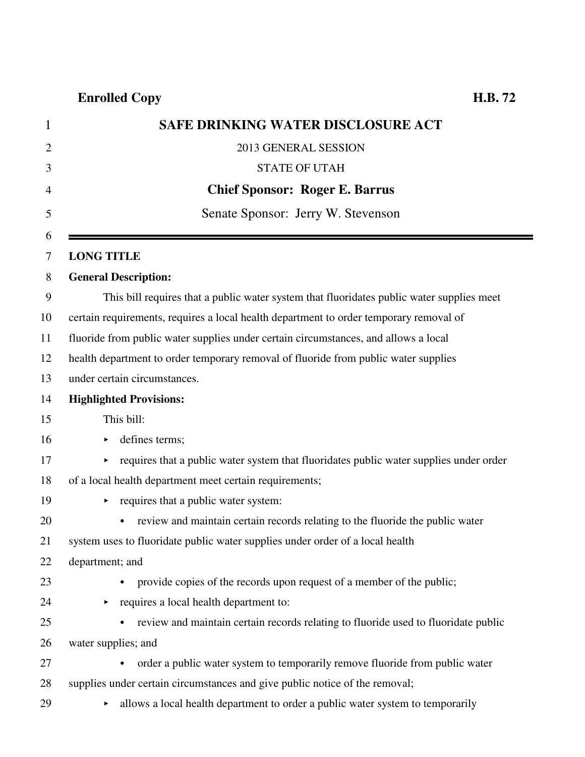**Enrolled Copy** **H.B. 72**

# SAFE DRINKING WATER DISCLOSURE ACT

2013 GENERAL SESSION

STATE OF UTAH

**Chief Sponsor: Roger E. Barrus**

Senate Sponsor: Jerry W. Stevenson

---

**LONG TITLE**

**General Description:**

This bill requires that a public water system that fluoridates public water supplies meet certain requirements, requires a local health department to order temporary removal of fluoride from public water supplies under certain circumstances, and allows a local health department to order temporary removal of fluoride from public water supplies under certain circumstances.

**Highlighted Provisions:**

This bill:

- defines terms;
- requires that a public water system that fluoridates public water supplies under order of a local health department meet certain requirements;
- requires that a public water system:
  - review and maintain certain records relating to the fluoride the public water system uses to fluoridate public water supplies under order of a local health department; and
  - provide copies of the records upon request of a member of the public;
- requires a local health department to:
  - review and maintain certain records relating to fluoride used to fluoridate public water supplies; and
  - order a public water system to temporarily remove fluoride from public water supplies under certain circumstances and give public notice of the removal;
- allows a local health department to order a public water system to temporarily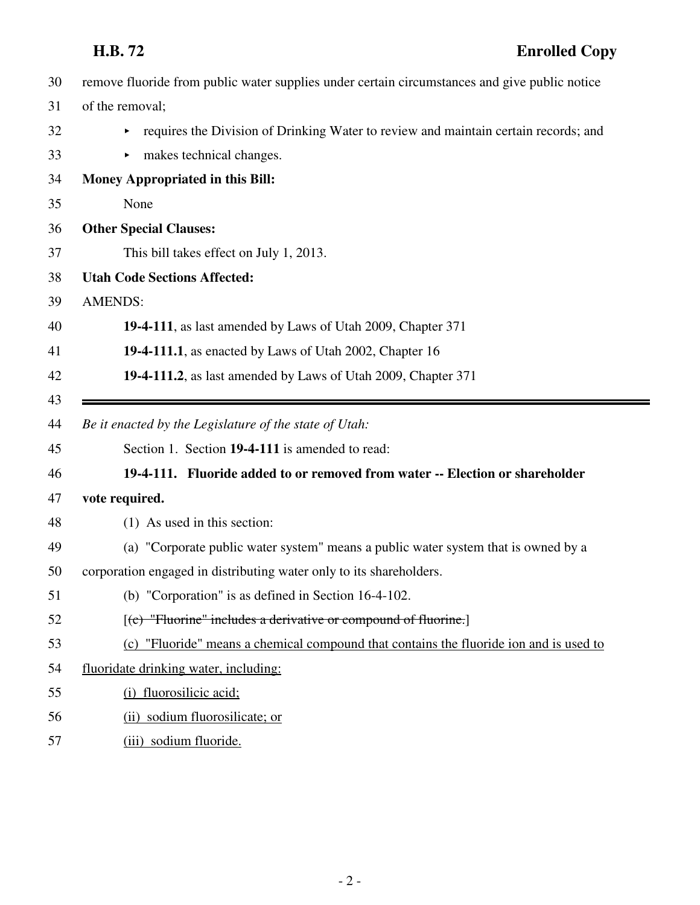remove fluoride from public water supplies under certain circumstances and give public notice of the removal;

- requires the Division of Drinking Water to review and maintain certain records; and
- makes technical changes.

**Money Appropriated in this Bill:**

None

**Other Special Clauses:**

This bill takes effect on July 1, 2013.

**Utah Code Sections Affected:**

AMENDS:

**19-4-111**, as last amended by Laws of Utah 2009, Chapter 371

**19-4-111.1**, as enacted by Laws of Utah 2002, Chapter 16

**19-4-111.2**, as last amended by Laws of Utah 2009, Chapter 371

---

*Be it enacted by the Legislature of the state of Utah:*

Section 1. Section **19-4-111** is amended to read:

**19-4-111. Fluoride added to or removed from water -- Election or shareholder vote required.**

(1) As used in this section:

(a) "Corporate public water system" means a public water system that is owned by a corporation engaged in distributing water only to its shareholders.

(b) "Corporation" is as defined in Section 16-4-102.

[~~(c) "Fluorine" includes a derivative or compound of fluorine.~~]

<u>(c) "Fluoride" means a chemical compound that contains the fluoride ion and is used to fluoridate drinking water, including:</u>

<u>(i) fluorosilicic acid;</u>

<u>(ii) sodium fluorosilicate; or</u>

<u>(iii) sodium fluoride.</u>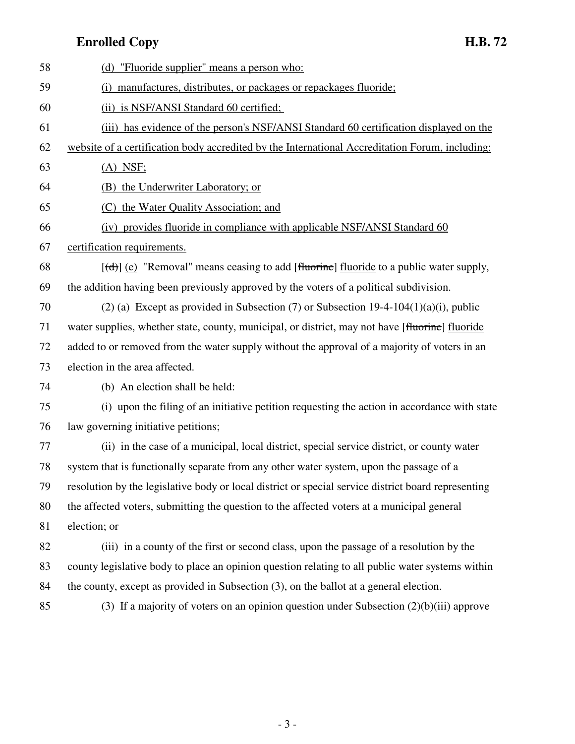58 (d) "Fluoride supplier" means a person who:

59 (i) manufactures, distributes, or packages or repackages fluoride;

60 (ii) is NSF/ANSI Standard 60 certified;

61 (iii) has evidence of the person's NSF/ANSI Standard 60 certification displayed on the

62 website of a certification body accredited by the International Accreditation Forum, including:

63 (A) NSF;

64 (B) the Underwriter Laboratory; or

65 (C) the Water Quality Association; and

66 (iv) provides fluoride in compliance with applicable NSF/ANSI Standard 60

67 certification requirements.

68 [~~(d)~~] (e) "Removal" means ceasing to add [~~fluorine~~] fluoride to a public water supply,

69 the addition having been previously approved by the voters of a political subdivision.

70 (2) (a) Except as provided in Subsection (7) or Subsection 19-4-104(1)(a)(i), public

71 water supplies, whether state, county, municipal, or district, may not have [~~fluorine~~] fluoride

72 added to or removed from the water supply without the approval of a majority of voters in an

73 election in the area affected.

74 (b) An election shall be held:

75 (i) upon the filing of an initiative petition requesting the action in accordance with state

76 law governing initiative petitions;

77 (ii) in the case of a municipal, local district, special service district, or county water

78 system that is functionally separate from any other water system, upon the passage of a

79 resolution by the legislative body or local district or special service district board representing

80 the affected voters, submitting the question to the affected voters at a municipal general

81 election; or

82 (iii) in a county of the first or second class, upon the passage of a resolution by the

83 county legislative body to place an opinion question relating to all public water systems within

84 the county, except as provided in Subsection (3), on the ballot at a general election.

85 (3) If a majority of voters on an opinion question under Subsection (2)(b)(iii) approve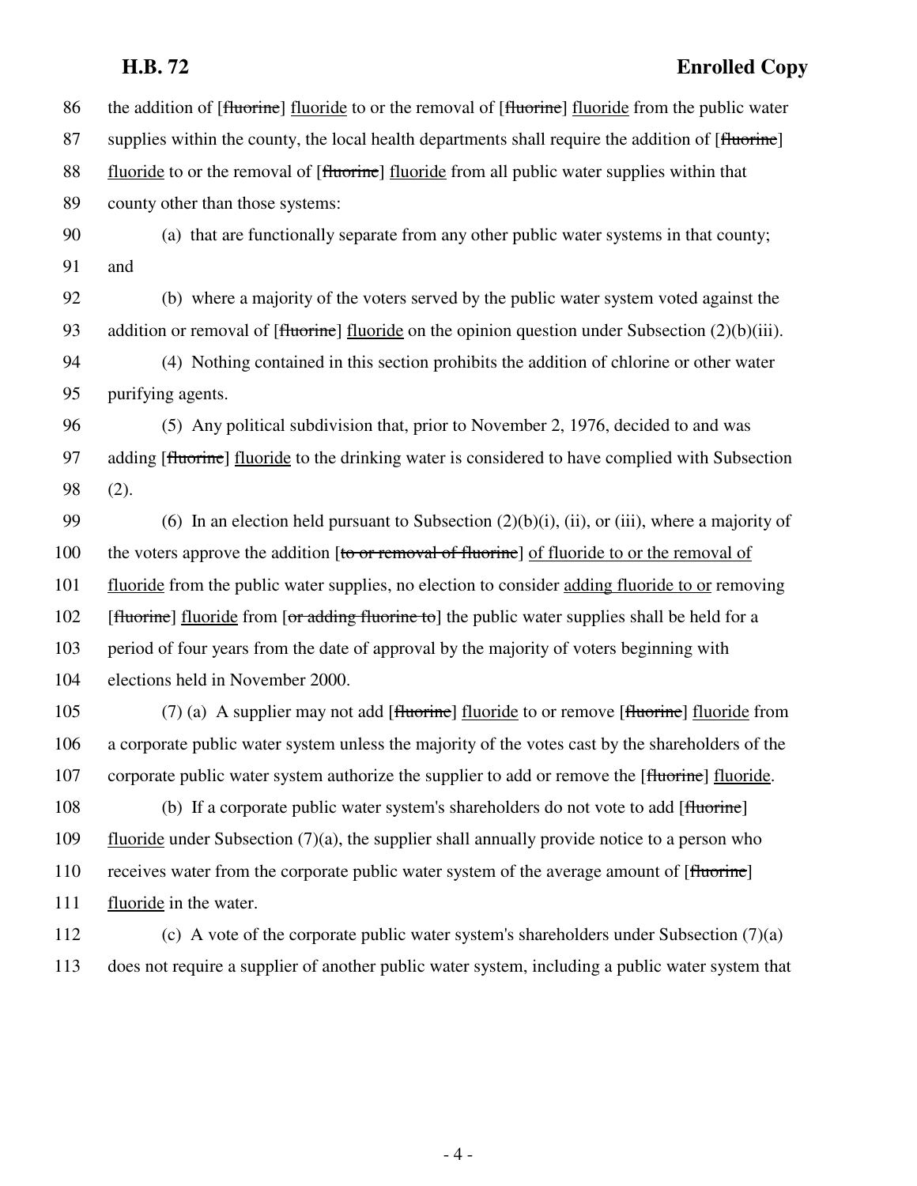86 the addition of [~~fluorine~~] fluoride to or the removal of [~~fluorine~~] fluoride from the public water
87 supplies within the county, the local health departments shall require the addition of [~~fluorine~~]
88 fluoride to or the removal of [~~fluorine~~] fluoride from all public water supplies within that
89 county other than those systems:

90 (a) that are functionally separate from any other public water systems in that county;
91 and

92 (b) where a majority of the voters served by the public water system voted against the
93 addition or removal of [~~fluorine~~] fluoride on the opinion question under Subsection (2)(b)(iii).

94 (4) Nothing contained in this section prohibits the addition of chlorine or other water
95 purifying agents.

96 (5) Any political subdivision that, prior to November 2, 1976, decided to and was
97 adding [~~fluorine~~] fluoride to the drinking water is considered to have complied with Subsection
98 (2).

99 (6) In an election held pursuant to Subsection (2)(b)(i), (ii), or (iii), where a majority of
100 the voters approve the addition [~~to or removal of fluorine~~] of fluoride to or the removal of
101 fluoride from the public water supplies, no election to consider adding fluoride to or removing
102 [~~fluorine~~] fluoride from [~~or adding fluorine to~~] the public water supplies shall be held for a
103 period of four years from the date of approval by the majority of voters beginning with
104 elections held in November 2000.

105 (7) (a) A supplier may not add [~~fluorine~~] fluoride to or remove [~~fluorine~~] fluoride from
106 a corporate public water system unless the majority of the votes cast by the shareholders of the
107 corporate public water system authorize the supplier to add or remove the [~~fluorine~~] fluoride.

108 (b) If a corporate public water system's shareholders do not vote to add [~~fluorine~~]
109 fluoride under Subsection (7)(a), the supplier shall annually provide notice to a person who
110 receives water from the corporate public water system of the average amount of [~~fluorine~~]
111 fluoride in the water.

112 (c) A vote of the corporate public water system's shareholders under Subsection (7)(a)
113 does not require a supplier of another public water system, including a public water system that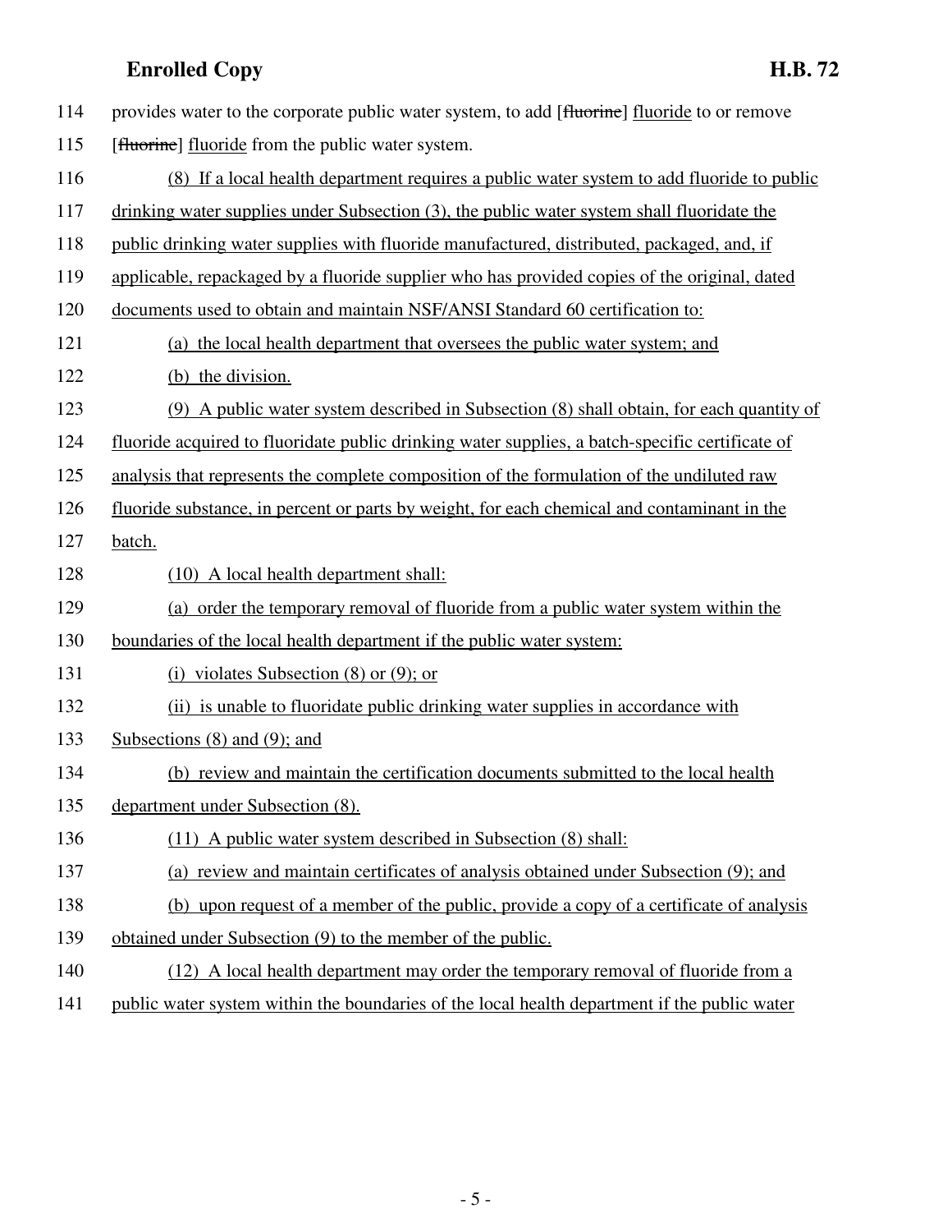114 provides water to the corporate public water system, to add [~~fluorine~~] fluoride to or remove

115 [~~fluorine~~] fluoride from the public water system.

116 (8) If a local health department requires a public water system to add fluoride to public

117 drinking water supplies under Subsection (3), the public water system shall fluoridate the

118 public drinking water supplies with fluoride manufactured, distributed, packaged, and, if

119 applicable, repackaged by a fluoride supplier who has provided copies of the original, dated

120 documents used to obtain and maintain NSF/ANSI Standard 60 certification to:

121 (a) the local health department that oversees the public water system; and

122 (b) the division.

123 (9) A public water system described in Subsection (8) shall obtain, for each quantity of

124 fluoride acquired to fluoridate public drinking water supplies, a batch-specific certificate of

125 analysis that represents the complete composition of the formulation of the undiluted raw

126 fluoride substance, in percent or parts by weight, for each chemical and contaminant in the

127 batch.

128 (10) A local health department shall:

129 (a) order the temporary removal of fluoride from a public water system within the

130 boundaries of the local health department if the public water system:

131 (i) violates Subsection (8) or (9); or

132 (ii) is unable to fluoridate public drinking water supplies in accordance with

133 Subsections (8) and (9); and

134 (b) review and maintain the certification documents submitted to the local health

135 department under Subsection (8).

136 (11) A public water system described in Subsection (8) shall:

137 (a) review and maintain certificates of analysis obtained under Subsection (9); and

138 (b) upon request of a member of the public, provide a copy of a certificate of analysis

139 obtained under Subsection (9) to the member of the public.

140 (12) A local health department may order the temporary removal of fluoride from a

141 public water system within the boundaries of the local health department if the public water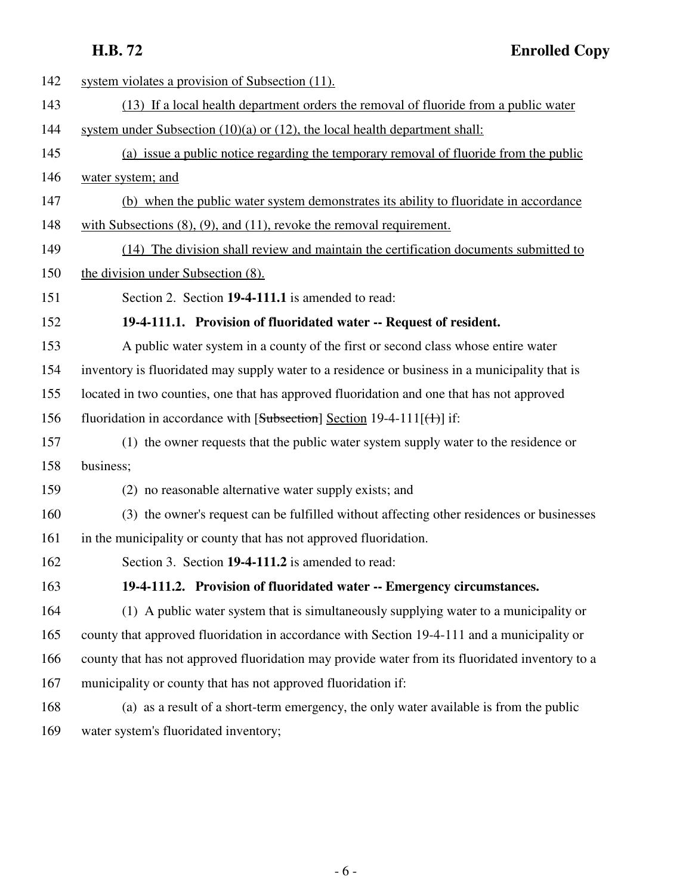system violates a provision of Subsection (11).

(13) If a local health department orders the removal of fluoride from a public water system under Subsection (10)(a) or (12), the local health department shall:

(a) issue a public notice regarding the temporary removal of fluoride from the public water system; and

(b) when the public water system demonstrates its ability to fluoridate in accordance with Subsections (8), (9), and (11), revoke the removal requirement.

(14) The division shall review and maintain the certification documents submitted to the division under Subsection (8).

Section 2. Section **19-4-111.1** is amended to read:

**19-4-111.1. Provision of fluoridated water -- Request of resident.**

A public water system in a county of the first or second class whose entire water inventory is fluoridated may supply water to a residence or business in a municipality that is located in two counties, one that has approved fluoridation and one that has not approved fluoridation in accordance with [~~Subsection~~] Section 19-4-111[~~(1)~~] if:

(1) the owner requests that the public water system supply water to the residence or business;

(2) no reasonable alternative water supply exists; and

(3) the owner's request can be fulfilled without affecting other residences or businesses in the municipality or county that has not approved fluoridation.

Section 3. Section **19-4-111.2** is amended to read:

**19-4-111.2. Provision of fluoridated water -- Emergency circumstances.**

(1) A public water system that is simultaneously supplying water to a municipality or county that approved fluoridation in accordance with Section 19-4-111 and a municipality or county that has not approved fluoridation may provide water from its fluoridated inventory to a municipality or county that has not approved fluoridation if:

(a) as a result of a short-term emergency, the only water available is from the public water system's fluoridated inventory;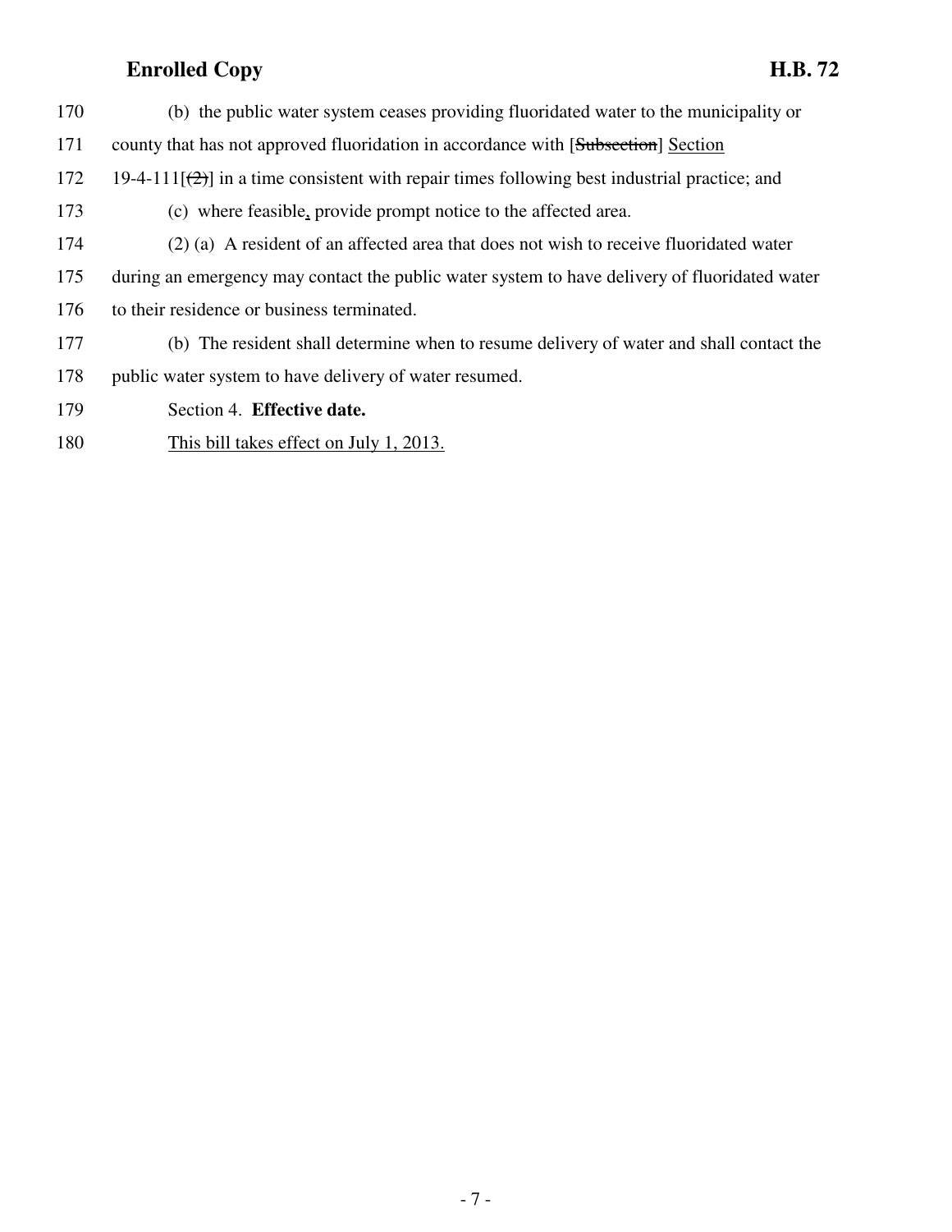170 (b) the public water system ceases providing fluoridated water to the municipality or

171 county that has not approved fluoridation in accordance with [~~Subsection~~] Section

172 19-4-111[~~(2)~~] in a time consistent with repair times following best industrial practice; and

173 (c) where feasible, provide prompt notice to the affected area.

174 (2) (a) A resident of an affected area that does not wish to receive fluoridated water

175 during an emergency may contact the public water system to have delivery of fluoridated water

176 to their residence or business terminated.

177 (b) The resident shall determine when to resume delivery of water and shall contact the

178 public water system to have delivery of water resumed.

179 Section 4. **Effective date.**

180 This bill takes effect on July 1, 2013.